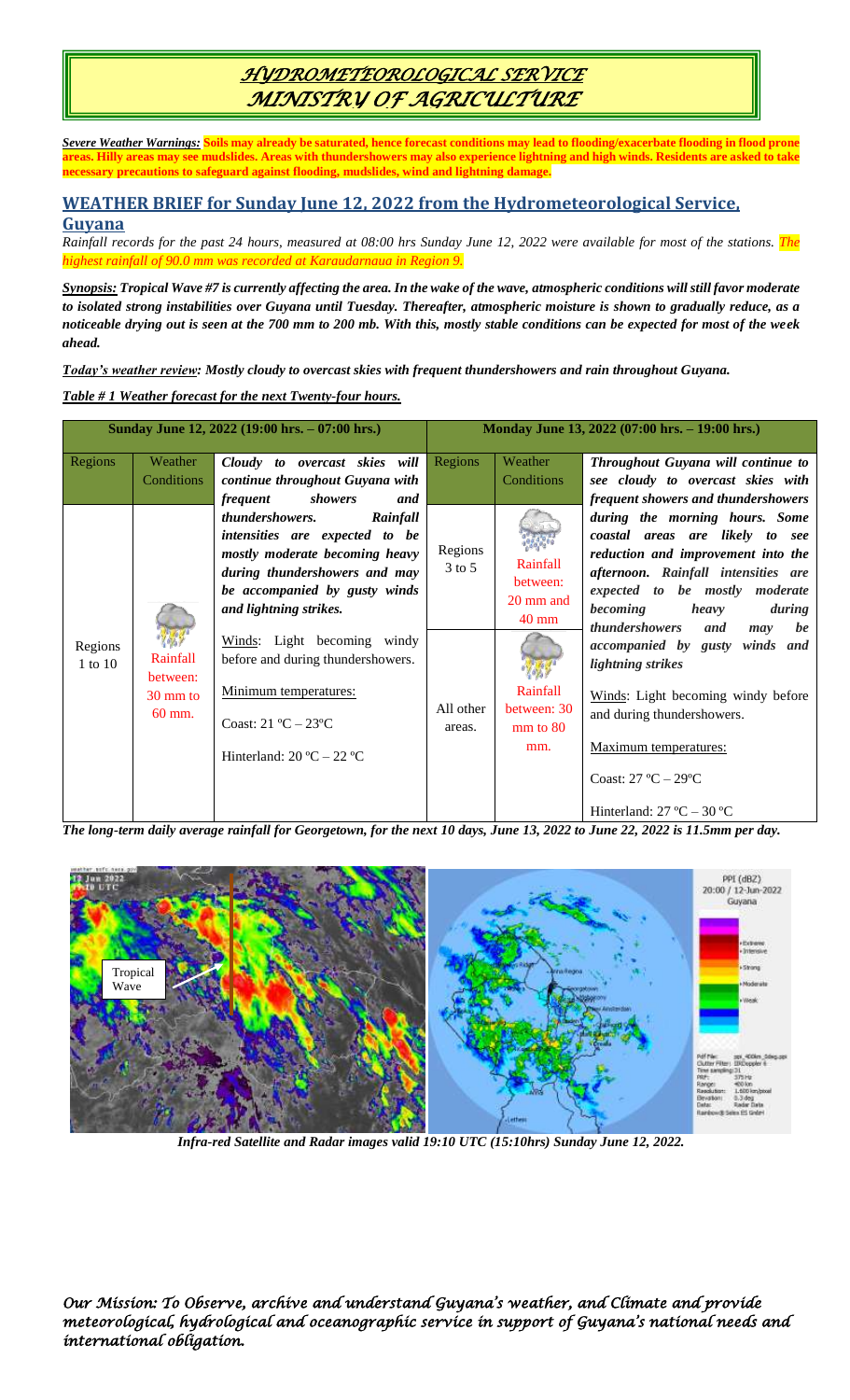# *HYDROMETEOROLOGICAL SERVICE MINISTRY OF AGRICULTURE*

***Severe Weather Warnings:*** **Soils may already be saturated, hence forecast conditions may lead to flooding/exacerbate flooding in flood prone areas. Hilly areas may see mudslides. Areas with thundershowers may also experience lightning and high winds. Residents are asked to take necessary precautions to safeguard against flooding, mudslides, wind and lightning damage.**

## WEATHER BRIEF for Sunday June 12, 2022 from the Hydrometeorological Service, Guyana

*Rainfall records for the past 24 hours, measured at 08:00 hrs Sunday June 12, 2022 were available for most of the stations. The highest rainfall of 90.0 mm was recorded at Karaudarnaua in Region 9.*

***Synopsis:*** ***Tropical Wave #7 is currently affecting the area. In the wake of the wave, atmospheric conditions will still favor moderate to isolated strong instabilities over Guyana until Tuesday. Thereafter, atmospheric moisture is shown to gradually reduce, as a noticeable drying out is seen at the 700 mm to 200 mb. With this, mostly stable conditions can be expected for most of the week ahead.***

***Today's weather review:*** ***Mostly cloudy to overcast skies with frequent thundershowers and rain throughout Guyana.***

***Table # 1 Weather forecast for the next Twenty-four hours.***

| Sunday June 12, 2022 (19:00 hrs. – 07:00 hrs.) | | | Monday June 13, 2022 (07:00 hrs. – 19:00 hrs.) | | |
|---|---|---|---|---|---|
| Regions | Weather Conditions | ***Cloudy to overcast skies will continue throughout Guyana with frequent showers and thundershowers. Rainfall intensities are expected to be mostly moderate becoming heavy during thundershowers and may be accompanied by gusty winds and lightning strikes.*** Winds: Light becoming windy before and during thundershowers. Minimum temperatures: Coast: 21 ºC – 23ºC Hinterland: 20 ºC – 22 ºC | Regions | Weather Conditions | ***Throughout Guyana will continue to see cloudy to overcast skies with frequent showers and thundershowers during the morning hours. Some coastal areas are likely to see reduction and improvement into the afternoon. Rainfall intensities are expected to be mostly moderate becoming heavy during thundershowers and may be accompanied by gusty winds and lightning strikes*** Winds: Light becoming windy before and during thundershowers. Maximum temperatures: Coast: 27 ºC – 29ºC Hinterland: 27 ºC – 30 ºC |
| Regions 1 to 10 | Rainfall between: 30 mm to 60 mm. | | Regions 3 to 5 | Rainfall between: 20 mm and 40 mm | |
| | | | All other areas. | Rainfall between: 30 mm to 80 mm. | |

***The long-term daily average rainfall for Georgetown, for the next 10 days, June 13, 2022 to June 22, 2022 is 11.5mm per day.***

***Infra-red Satellite and Radar images valid 19:10 UTC (15:10hrs) Sunday June 12, 2022.***

*Our Mission: To Observe, archive and understand Guyana's weather, and Climate and provide meteorological, hydrological and oceanographic service in support of Guyana's national needs and international obligation.*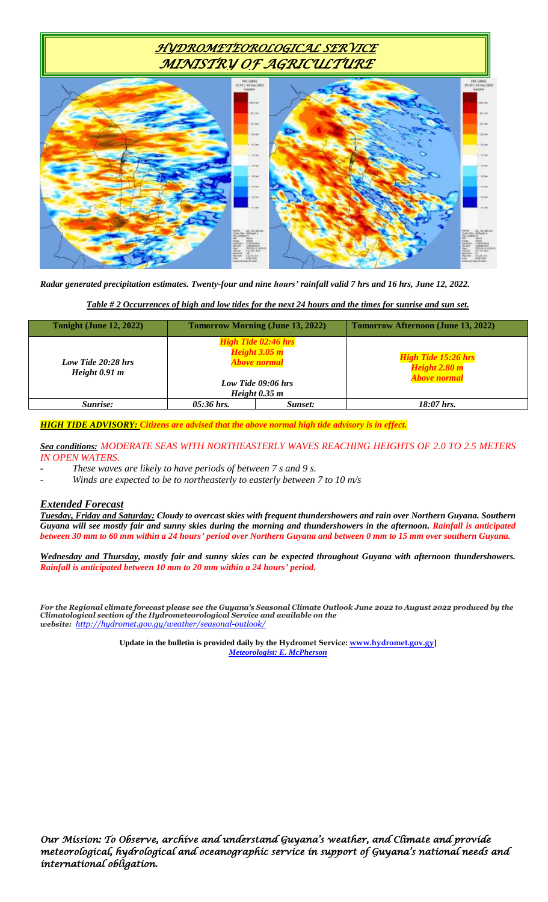# HYDROMETEOROLOGICAL SERVICE
# MINISTRY OF AGRICULTURE

*Radar generated precipitation estimates. Twenty-four and nine hours' rainfall valid 7 hrs and 16 hrs, June 12, 2022.*

***Table # 2 Occurrences of high and low tides for the next 24 hours and the times for sunrise and sun set.***

| Tonight (June 12, 2022) | Tomorrow Morning (June 13, 2022) | | Tomorrow Afternoon (June 13, 2022) |
|---|---|---|---|
| *Low Tide 20:28 hrs Height 0.91 m* | *High Tide 02:46 hrs Height 3.05 m Above normal* <br> *Low Tide 09:06 hrs Height 0.35 m* | | *High Tide 15:26 hrs Height 2.80 m Above normal* |
| *Sunrise:* | *05:36 hrs.* | *Sunset:* | *18:07 hrs.* |

***HIGH TIDE ADVISORY:*** *Citizens are advised that the above normal high tide advisory is in effect.*

***Sea conditions:*** *MODERATE SEAS WITH NORTHEASTERLY WAVES REACHING HEIGHTS OF 2.0 TO 2.5 METERS IN OPEN WATERS.*

- *These waves are likely to have periods of between 7 s and 9 s.*
- *Winds are expected to be to be northeasterly to easterly between 7 to 10 m/s*

## *Extended Forecast*

***Tuesday, Friday and Saturday:*** ***Cloudy to overcast skies with frequent thundershowers and rain over Northern Guyana. Southern Guyana will see mostly fair and sunny skies during the morning and thundershowers in the afternoon. Rainfall is anticipated between 30 mm to 60 mm within a 24 hours' period over Northern Guyana and between 0 mm to 15 mm over southern Guyana.***

***Wednesday and Thursday, mostly fair and sunny skies can be expected throughout Guyana with afternoon thundershowers. Rainfall is anticipated between 10 mm to 20 mm within a 24 hours' period.***

***For the Regional climate forecast please see the Guyana's Seasonal Climate Outlook June 2022 to August 2022 produced by the Climatological section of the Hydrometeorological Service and available on the website:*** *http://hydromet.gov.gy/weather/seasonal-outlook/*

**Update in the bulletin is provided daily by the Hydromet Service: www.hydromet.gov.gy}**
*Meteorologist: E. McPherson*

*Our Mission: To Observe, archive and understand Guyana's weather, and Climate and provide meteorological, hydrological and oceanographic service in support of Guyana's national needs and international obligation.*